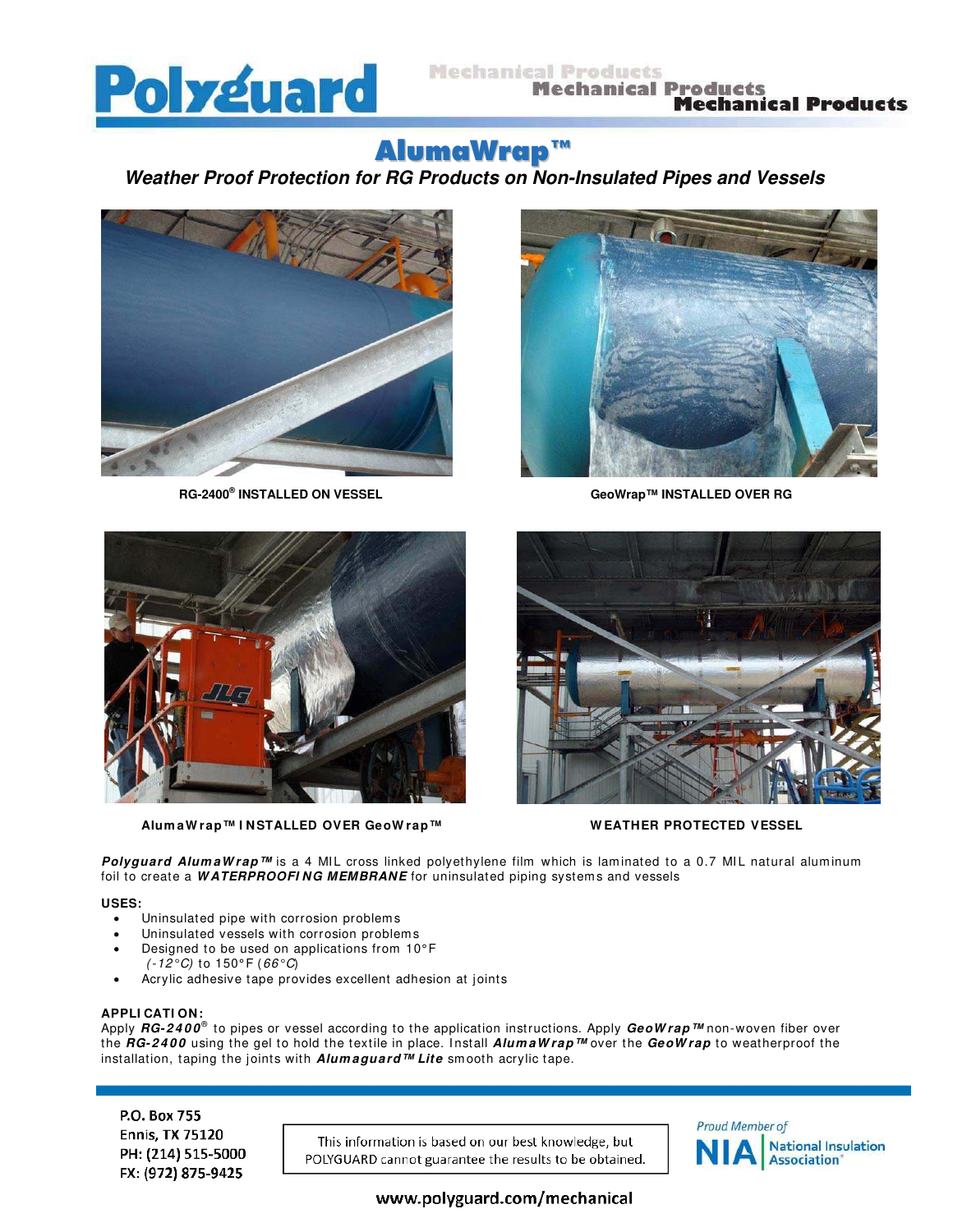# Polyguard

Mechanical Products

## AlumaWrap™

### *Weather Proof Protection for RG Products on Non-Insulated Pipes and Vessels*

**RG-2400® INSTALLED ON VESSEL**

**GeoWrap™ INSTALLED OVER RG**

**AlumaWrap™ INSTALLED OVER GeoWrap™**

**WEATHER PROTECTED VESSEL**

***Polyguard AlumaWrap™*** is a 4 MIL cross linked polyethylene film which is laminated to a 0.7 MIL natural aluminum foil to create a ***WATERPROOFING MEMBRANE*** for uninsulated piping systems and vessels

**USES:**

- Uninsulated pipe with corrosion problems
- Uninsulated vessels with corrosion problems
- Designed to be used on applications from 10°F *(-12°C)* to 150°F (*66°C*)
- Acrylic adhesive tape provides excellent adhesion at joints

**APPLICATION:**

Apply ***RG-2400®*** to pipes or vessel according to the application instructions. Apply ***GeoWrap™*** non-woven fiber over the ***RG-2400*** using the gel to hold the textile in place. Install ***AlumaWrap™*** over the ***GeoWrap*** to weatherproof the installation, taping the joints with ***Alumaguard™ Lite*** smooth acrylic tape.

P.O. Box 755
Ennis, TX 75120
PH: (214) 515-5000
FX: (972) 875-9425

This information is based on our best knowledge, but POLYGUARD cannot guarantee the results to be obtained.

Proud Member of NIA National Insulation Association

www.polyguard.com/mechanical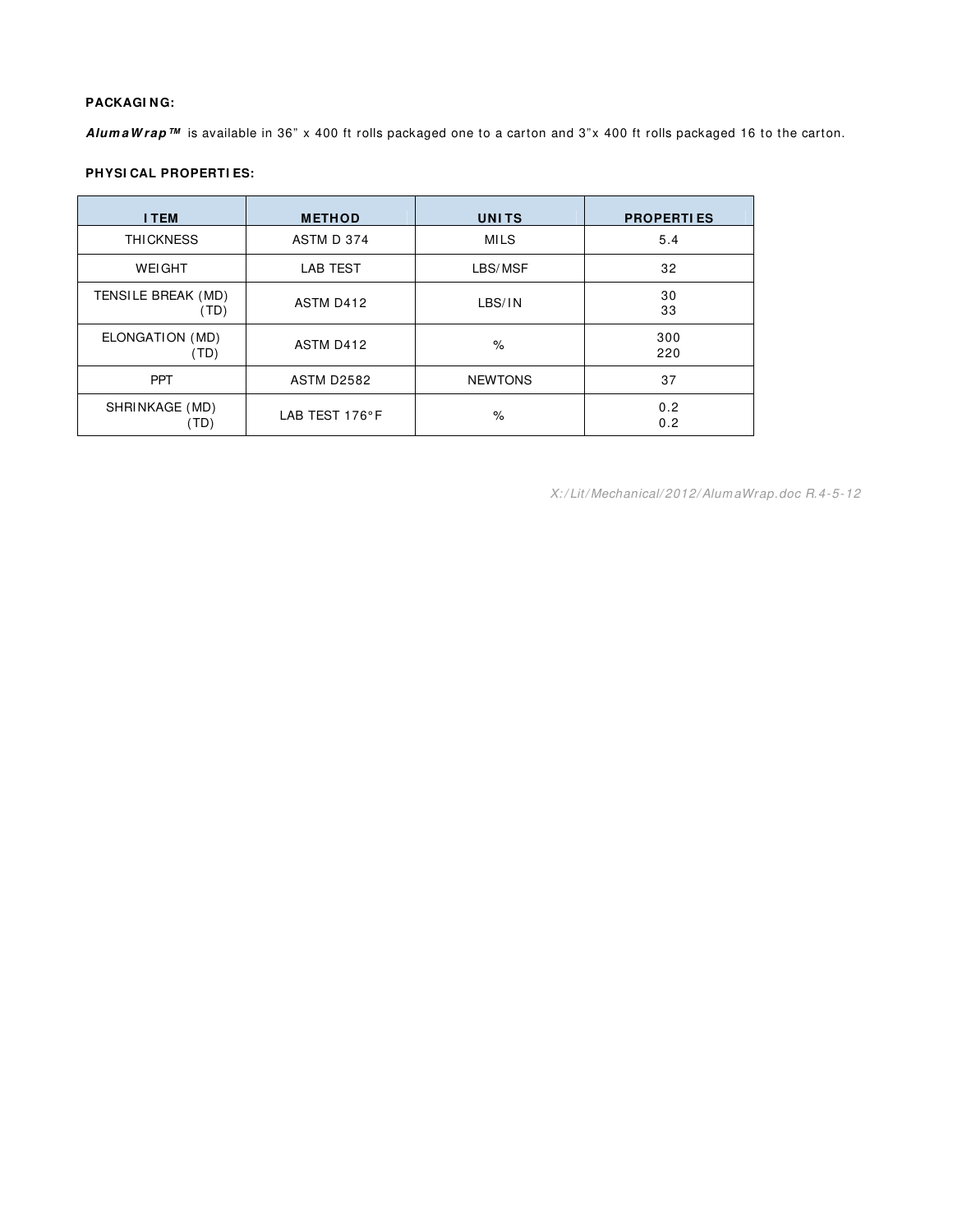**PACKAGING:**

***AlumaWrap™*** is available in 36" x 400 ft rolls packaged one to a carton and 3"x 400 ft rolls packaged 16 to the carton.

**PHYSICAL PROPERTIES:**

| ITEM | METHOD | UNITS | PROPERTIES |
| --- | --- | --- | --- |
| THICKNESS | ASTM D 374 | MILS | 5.4 |
| WEIGHT | LAB TEST | LBS/MSF | 32 |
| TENSILE BREAK (MD)<br>(TD) | ASTM D412 | LBS/IN | 30<br>33 |
| ELONGATION (MD)<br>(TD) | ASTM D412 | % | 300<br>220 |
| PPT | ASTM D2582 | NEWTONS | 37 |
| SHRINKAGE (MD)<br>(TD) | LAB TEST 176°F | % | 0.2<br>0.2 |

*X:/Lit/Mechanical/2012/AlumaWrap.doc R.4-5-12*